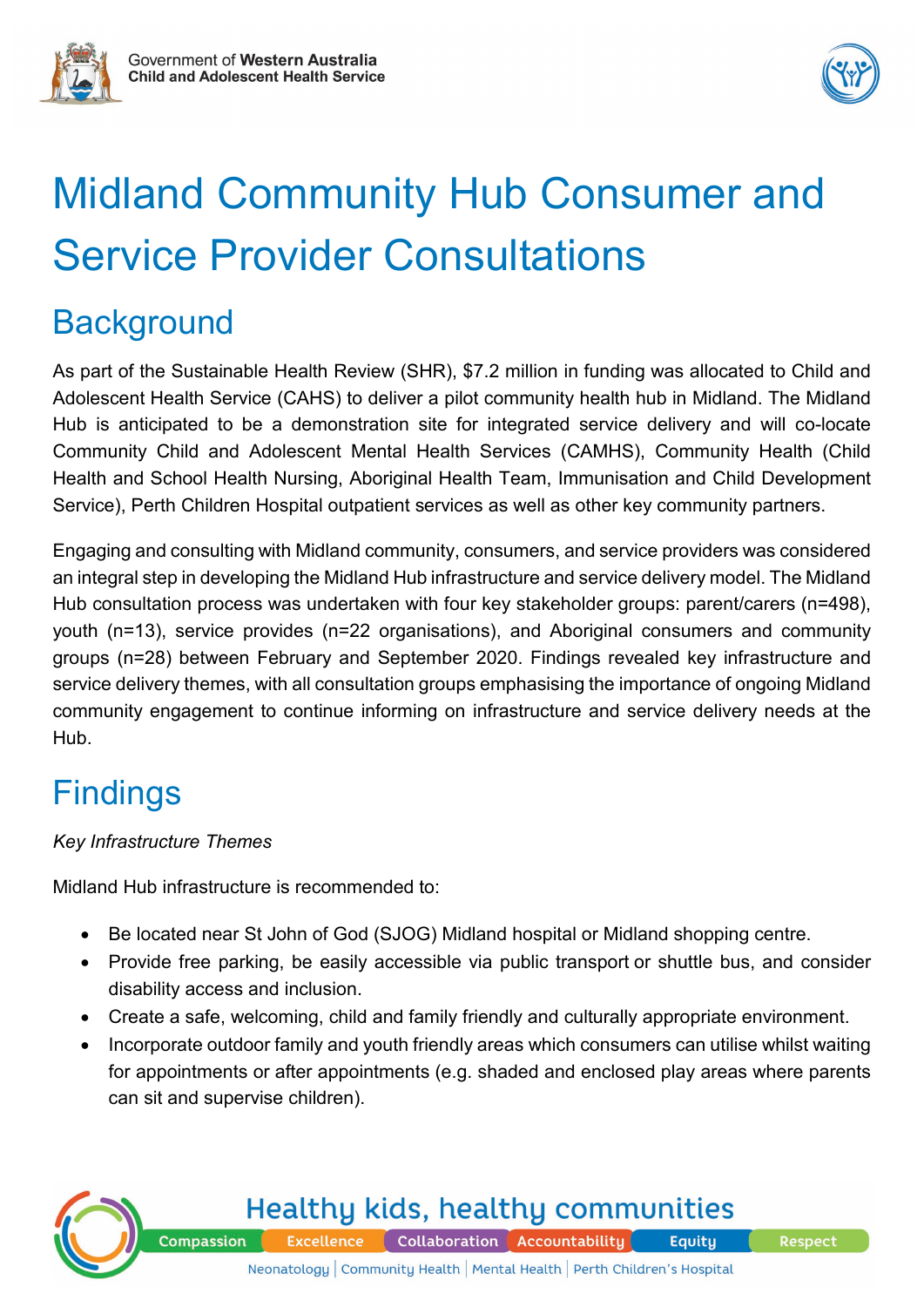# Midland Community Hub Consumer and Service Provider Consultations

## Background

As part of the Sustainable Health Review (SHR), $7.2 million in funding was allocated to Child and Adolescent Health Service (CAHS) to deliver a pilot community health hub in Midland. The Midland Hub is anticipated to be a demonstration site for integrated service delivery and will co-locate Community Child and Adolescent Mental Health Services (CAMHS), Community Health (Child Health and School Health Nursing, Aboriginal Health Team, Immunisation and Child Development Service), Perth Children Hospital outpatient services as well as other key community partners.

Engaging and consulting with Midland community, consumers, and service providers was considered an integral step in developing the Midland Hub infrastructure and service delivery model. The Midland Hub consultation process was undertaken with four key stakeholder groups: parent/carers (n=498), youth (n=13), service provides (n=22 organisations), and Aboriginal consumers and community groups (n=28) between February and September 2020. Findings revealed key infrastructure and service delivery themes, with all consultation groups emphasising the importance of ongoing Midland community engagement to continue informing on infrastructure and service delivery needs at the Hub.

## Findings

*Key Infrastructure Themes*

Midland Hub infrastructure is recommended to:

- Be located near St John of God (SJOG) Midland hospital or Midland shopping centre.
- Provide free parking, be easily accessible via public transport or shuttle bus, and consider disability access and inclusion.
- Create a safe, welcoming, child and family friendly and culturally appropriate environment.
- Incorporate outdoor family and youth friendly areas which consumers can utilise whilst waiting for appointments or after appointments (e.g. shaded and enclosed play areas where parents can sit and supervise children).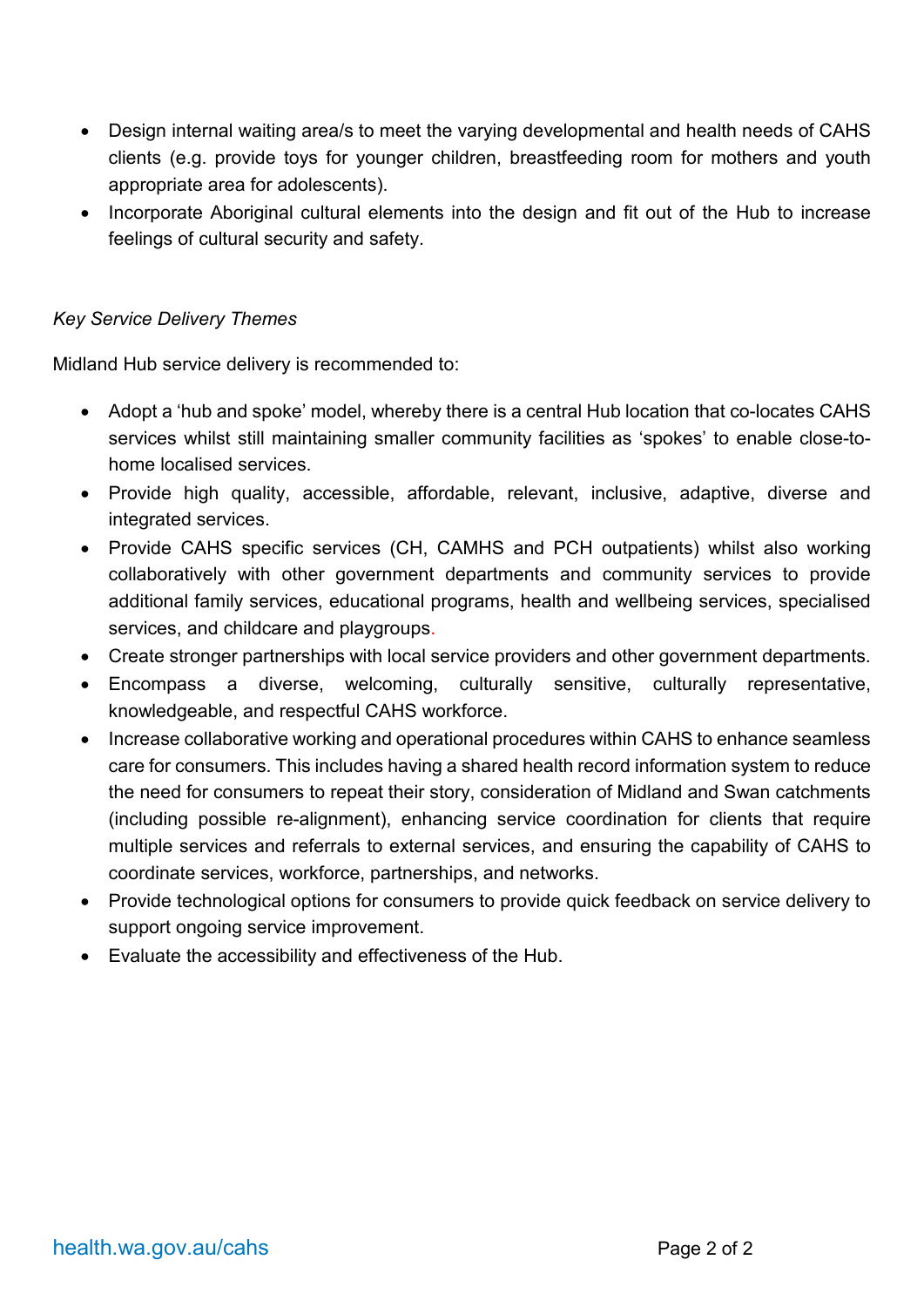- Design internal waiting area/s to meet the varying developmental and health needs of CAHS clients (e.g. provide toys for younger children, breastfeeding room for mothers and youth appropriate area for adolescents).
- Incorporate Aboriginal cultural elements into the design and fit out of the Hub to increase feelings of cultural security and safety.

*Key Service Delivery Themes*

Midland Hub service delivery is recommended to:

- Adopt a 'hub and spoke' model, whereby there is a central Hub location that co-locates CAHS services whilst still maintaining smaller community facilities as 'spokes' to enable close-to-home localised services.
- Provide high quality, accessible, affordable, relevant, inclusive, adaptive, diverse and integrated services.
- Provide CAHS specific services (CH, CAMHS and PCH outpatients) whilst also working collaboratively with other government departments and community services to provide additional family services, educational programs, health and wellbeing services, specialised services, and childcare and playgroups.
- Create stronger partnerships with local service providers and other government departments.
- Encompass a diverse, welcoming, culturally sensitive, culturally representative, knowledgeable, and respectful CAHS workforce.
- Increase collaborative working and operational procedures within CAHS to enhance seamless care for consumers. This includes having a shared health record information system to reduce the need for consumers to repeat their story, consideration of Midland and Swan catchments (including possible re-alignment), enhancing service coordination for clients that require multiple services and referrals to external services, and ensuring the capability of CAHS to coordinate services, workforce, partnerships, and networks.
- Provide technological options for consumers to provide quick feedback on service delivery to support ongoing service improvement.
- Evaluate the accessibility and effectiveness of the Hub.